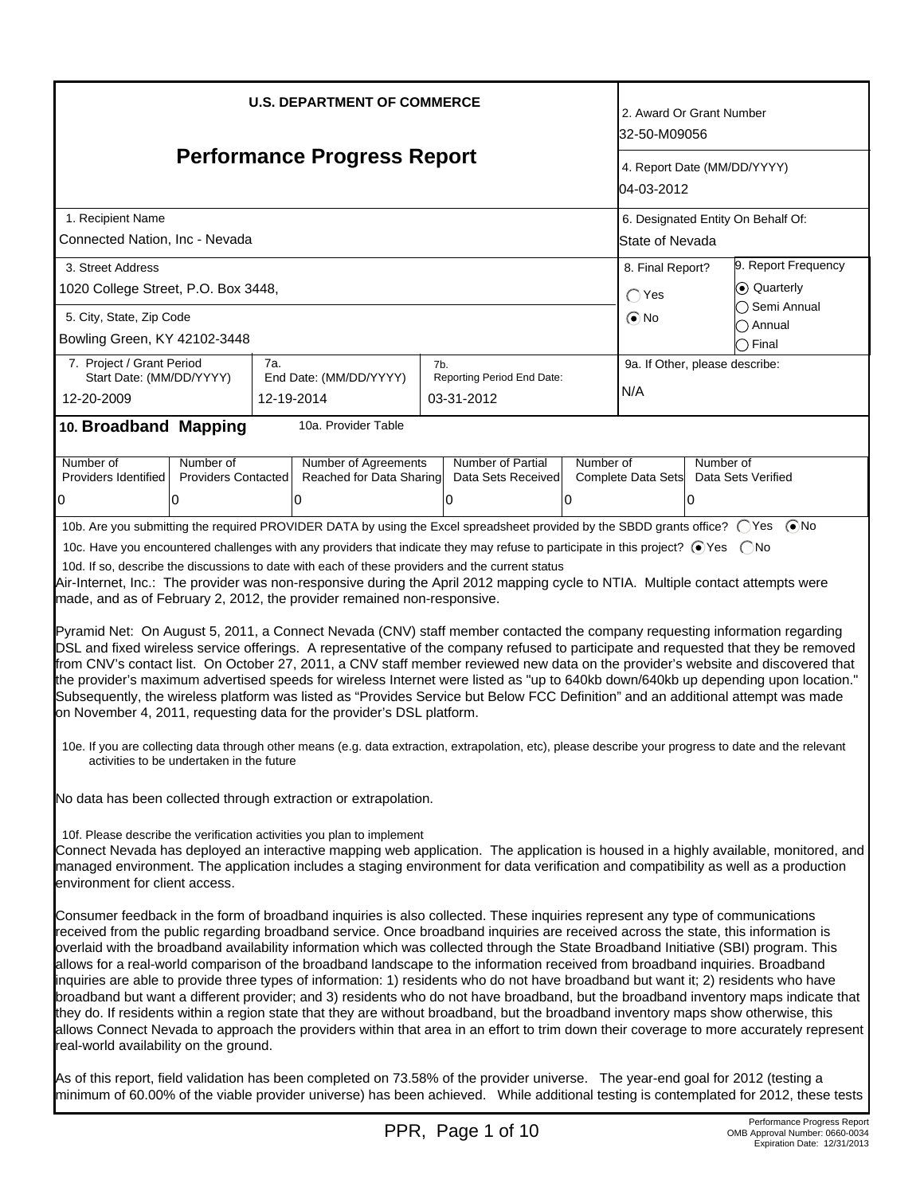# U.S. DEPARTMENT OF COMMERCE

# Performance Progress Report

| Field | Value |
|---|---|
| 2. Award Or Grant Number | 32-50-M09056 |
| 4. Report Date (MM/DD/YYYY) | 04-03-2012 |
| 1. Recipient Name | Connected Nation, Inc - Nevada |
| 6. Designated Entity On Behalf Of: | State of Nevada |
| 3. Street Address | 1020 College Street, P.O. Box 3448, |
| 5. City, State, Zip Code | Bowling Green, KY 42102-3448 |
| 8. Final Report? | ○ Yes ◉ No |
| 9. Report Frequency | ◉ Quarterly ○ Semi Annual ○ Annual ○ Final |
| 7. Project / Grant Period Start Date: (MM/DD/YYYY) | 12-20-2009 |
| 7a. End Date: (MM/DD/YYYY) | 12-19-2014 |
| 7b. Reporting Period End Date: | 03-31-2012 |
| 9a. If Other, please describe: | N/A |

## 10. Broadband Mapping

10a. Provider Table

| Number of Providers Identified | Number of Providers Contacted | Number of Agreements Reached for Data Sharing | Number of Partial Data Sets Received | Number of Complete Data Sets | Number of Data Sets Verified |
|---|---|---|---|---|---|
| 0 | 0 | 0 | 0 | 0 | 0 |

10b. Are you submitting the required PROVIDER DATA by using the Excel spreadsheet provided by the SBDD grants office? ○ Yes ◉ No

10c. Have you encountered challenges with any providers that indicate they may refuse to participate in this project? ◉ Yes ○ No

10d. If so, describe the discussions to date with each of these providers and the current status

Air-Internet, Inc.: The provider was non-responsive during the April 2012 mapping cycle to NTIA. Multiple contact attempts were made, and as of February 2, 2012, the provider remained non-responsive.

Pyramid Net: On August 5, 2011, a Connect Nevada (CNV) staff member contacted the company requesting information regarding DSL and fixed wireless service offerings. A representative of the company refused to participate and requested that they be removed from CNV's contact list. On October 27, 2011, a CNV staff member reviewed new data on the provider's website and discovered that the provider's maximum advertised speeds for wireless Internet were listed as "up to 640kb down/640kb up depending upon location." Subsequently, the wireless platform was listed as "Provides Service but Below FCC Definition" and an additional attempt was made on November 4, 2011, requesting data for the provider's DSL platform.

10e. If you are collecting data through other means (e.g. data extraction, extrapolation, etc), please describe your progress to date and the relevant activities to be undertaken in the future

No data has been collected through extraction or extrapolation.

10f. Please describe the verification activities you plan to implement

Connect Nevada has deployed an interactive mapping web application. The application is housed in a highly available, monitored, and managed environment. The application includes a staging environment for data verification and compatibility as well as a production environment for client access.

Consumer feedback in the form of broadband inquiries is also collected. These inquiries represent any type of communications received from the public regarding broadband service. Once broadband inquiries are received across the state, this information is overlaid with the broadband availability information which was collected through the State Broadband Initiative (SBI) program. This allows for a real-world comparison of the broadband landscape to the information received from broadband inquiries. Broadband inquiries are able to provide three types of information: 1) residents who do not have broadband but want it; 2) residents who have broadband but want a different provider; and 3) residents who do not have broadband, but the broadband inventory maps indicate that they do. If residents within a region state that they are without broadband, but the broadband inventory maps show otherwise, this allows Connect Nevada to approach the providers within that area in an effort to trim down their coverage to more accurately represent real-world availability on the ground.

As of this report, field validation has been completed on 73.58% of the provider universe. The year-end goal for 2012 (testing a minimum of 60.00% of the viable provider universe) has been achieved. While additional testing is contemplated for 2012, these tests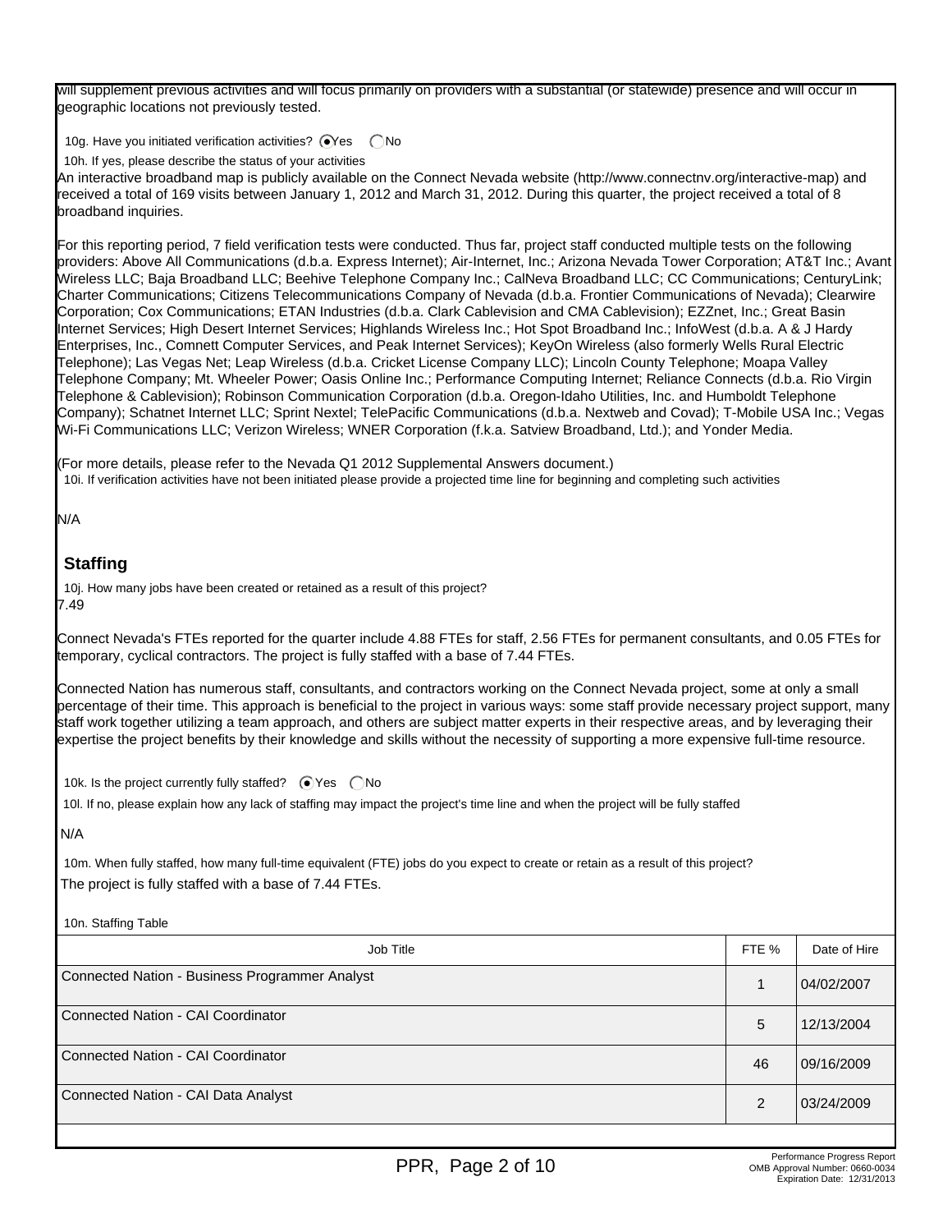will supplement previous activities and will focus primarily on providers with a substantial (or statewide) presence and will occur in geographic locations not previously tested.

10g. Have you initiated verification activities? (●) Yes ( ) No

10h. If yes, please describe the status of your activities

An interactive broadband map is publicly available on the Connect Nevada website (http://www.connectnv.org/interactive-map) and received a total of 169 visits between January 1, 2012 and March 31, 2012. During this quarter, the project received a total of 8 broadband inquiries.

For this reporting period, 7 field verification tests were conducted. Thus far, project staff conducted multiple tests on the following providers: Above All Communications (d.b.a. Express Internet); Air-Internet, Inc.; Arizona Nevada Tower Corporation; AT&T Inc.; Avant Wireless LLC; Baja Broadband LLC; Beehive Telephone Company Inc.; CalNeva Broadband LLC; CC Communications; CenturyLink; Charter Communications; Citizens Telecommunications Company of Nevada (d.b.a. Frontier Communications of Nevada); Clearwire Corporation; Cox Communications; ETAN Industries (d.b.a. Clark Cablevision and CMA Cablevision); EZZnet, Inc.; Great Basin Internet Services; High Desert Internet Services; Highlands Wireless Inc.; Hot Spot Broadband Inc.; InfoWest (d.b.a. A & J Hardy Enterprises, Inc., Comnett Computer Services, and Peak Internet Services); KeyOn Wireless (also formerly Wells Rural Electric Telephone); Las Vegas Net; Leap Wireless (d.b.a. Cricket License Company LLC); Lincoln County Telephone; Moapa Valley Telephone Company; Mt. Wheeler Power; Oasis Online Inc.; Performance Computing Internet; Reliance Connects (d.b.a. Rio Virgin Telephone & Cablevision); Robinson Communication Corporation (d.b.a. Oregon-Idaho Utilities, Inc. and Humboldt Telephone Company); Schatnet Internet LLC; Sprint Nextel; TelePacific Communications (d.b.a. Nextweb and Covad); T-Mobile USA Inc.; Vegas Wi-Fi Communications LLC; Verizon Wireless; WNER Corporation (f.k.a. Satview Broadband, Ltd.); and Yonder Media.

(For more details, please refer to the Nevada Q1 2012 Supplemental Answers document.)

10i. If verification activities have not been initiated please provide a projected time line for beginning and completing such activities

N/A

## Staffing

10j. How many jobs have been created or retained as a result of this project?

7.49

Connect Nevada's FTEs reported for the quarter include 4.88 FTEs for staff, 2.56 FTEs for permanent consultants, and 0.05 FTEs for temporary, cyclical contractors. The project is fully staffed with a base of 7.44 FTEs.

Connected Nation has numerous staff, consultants, and contractors working on the Connect Nevada project, some at only a small percentage of their time. This approach is beneficial to the project in various ways: some staff provide necessary project support, many staff work together utilizing a team approach, and others are subject matter experts in their respective areas, and by leveraging their expertise the project benefits by their knowledge and skills without the necessity of supporting a more expensive full-time resource.

10k. Is the project currently fully staffed? (●) Yes ( ) No

10l. If no, please explain how any lack of staffing may impact the project's time line and when the project will be fully staffed

N/A

10m. When fully staffed, how many full-time equivalent (FTE) jobs do you expect to create or retain as a result of this project?

The project is fully staffed with a base of 7.44 FTEs.

10n. Staffing Table

| Job Title | FTE % | Date of Hire |
|---|---|---|
| Connected Nation - Business Programmer Analyst | 1 | 04/02/2007 |
| Connected Nation - CAI Coordinator | 5 | 12/13/2004 |
| Connected Nation - CAI Coordinator | 46 | 09/16/2009 |
| Connected Nation - CAI Data Analyst | 2 | 03/24/2009 |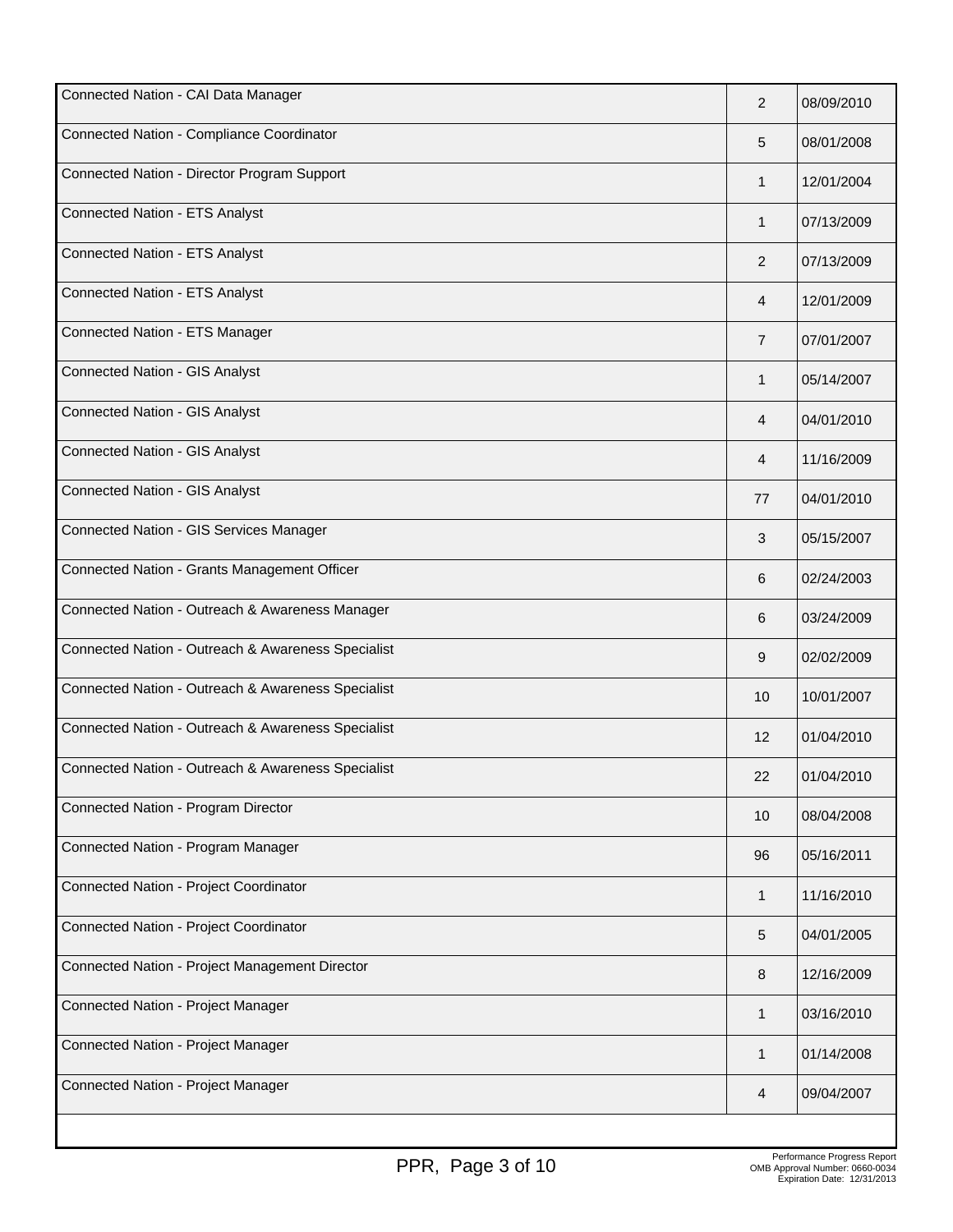| | | |
|---|---|---|
| Connected Nation - CAI Data Manager | 2 | 08/09/2010 |
| Connected Nation - Compliance Coordinator | 5 | 08/01/2008 |
| Connected Nation - Director Program Support | 1 | 12/01/2004 |
| Connected Nation - ETS Analyst | 1 | 07/13/2009 |
| Connected Nation - ETS Analyst | 2 | 07/13/2009 |
| Connected Nation - ETS Analyst | 4 | 12/01/2009 |
| Connected Nation - ETS Manager | 7 | 07/01/2007 |
| Connected Nation - GIS Analyst | 1 | 05/14/2007 |
| Connected Nation - GIS Analyst | 4 | 04/01/2010 |
| Connected Nation - GIS Analyst | 4 | 11/16/2009 |
| Connected Nation - GIS Analyst | 77 | 04/01/2010 |
| Connected Nation - GIS Services Manager | 3 | 05/15/2007 |
| Connected Nation - Grants Management Officer | 6 | 02/24/2003 |
| Connected Nation - Outreach & Awareness Manager | 6 | 03/24/2009 |
| Connected Nation - Outreach & Awareness Specialist | 9 | 02/02/2009 |
| Connected Nation - Outreach & Awareness Specialist | 10 | 10/01/2007 |
| Connected Nation - Outreach & Awareness Specialist | 12 | 01/04/2010 |
| Connected Nation - Outreach & Awareness Specialist | 22 | 01/04/2010 |
| Connected Nation - Program Director | 10 | 08/04/2008 |
| Connected Nation - Program Manager | 96 | 05/16/2011 |
| Connected Nation - Project Coordinator | 1 | 11/16/2010 |
| Connected Nation - Project Coordinator | 5 | 04/01/2005 |
| Connected Nation - Project Management Director | 8 | 12/16/2009 |
| Connected Nation - Project Manager | 1 | 03/16/2010 |
| Connected Nation - Project Manager | 1 | 01/14/2008 |
| Connected Nation - Project Manager | 4 | 09/04/2007 |

Performance Progress Report
OMB Approval Number: 0660-0034
Expiration Date: 12/31/2013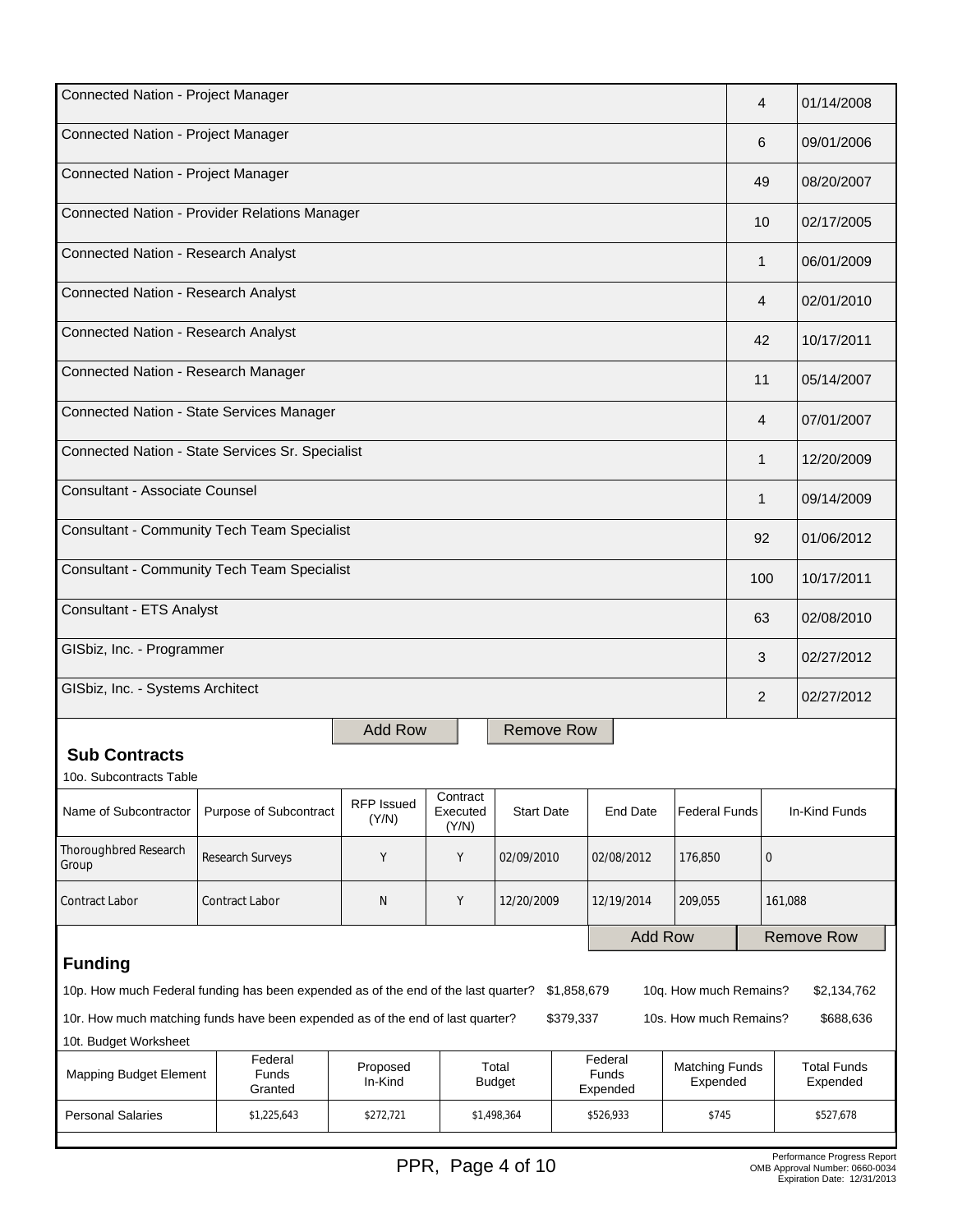| | | |
|---|---|---|
| Connected Nation - Project Manager | 4 | 01/14/2008 |
| Connected Nation - Project Manager | 6 | 09/01/2006 |
| Connected Nation - Project Manager | 49 | 08/20/2007 |
| Connected Nation - Provider Relations Manager | 10 | 02/17/2005 |
| Connected Nation - Research Analyst | 1 | 06/01/2009 |
| Connected Nation - Research Analyst | 4 | 02/01/2010 |
| Connected Nation - Research Analyst | 42 | 10/17/2011 |
| Connected Nation - Research Manager | 11 | 05/14/2007 |
| Connected Nation - State Services Manager | 4 | 07/01/2007 |
| Connected Nation - State Services Sr. Specialist | 1 | 12/20/2009 |
| Consultant - Associate Counsel | 1 | 09/14/2009 |
| Consultant - Community Tech Team Specialist | 92 | 01/06/2012 |
| Consultant - Community Tech Team Specialist | 100 | 10/17/2011 |
| Consultant - ETS Analyst | 63 | 02/08/2010 |
| GISbiz, Inc. - Programmer | 3 | 02/27/2012 |
| GISbiz, Inc. - Systems Architect | 2 | 02/27/2012 |

## Sub Contracts

10o. Subcontracts Table

| Name of Subcontractor | Purpose of Subcontract | RFP Issued (Y/N) | Contract Executed (Y/N) | Start Date | End Date | Federal Funds | In-Kind Funds |
|---|---|---|---|---|---|---|---|
| Thoroughbred Research Group | Research Surveys | Y | Y | 02/09/2010 | 02/08/2012 | 176,850 | 0 |
| Contract Labor | Contract Labor | N | Y | 12/20/2009 | 12/19/2014 | 209,055 | 161,088 |

## Funding

10p. How much Federal funding has been expended as of the end of the last quarter? $1,858,679 10q. How much Remains? $2,134,762

10r. How much matching funds have been expended as of the end of last quarter? $379,337 10s. How much Remains? $688,636

10t. Budget Worksheet

| Mapping Budget Element | Federal Funds Granted | Proposed In-Kind | Total Budget | Federal Funds Expended | Matching Funds Expended | Total Funds Expended |
|---|---|---|---|---|---|---|
| Personal Salaries | $1,225,643 | $272,721 | $1,498,364 | $526,933 | $745 | $527,678 |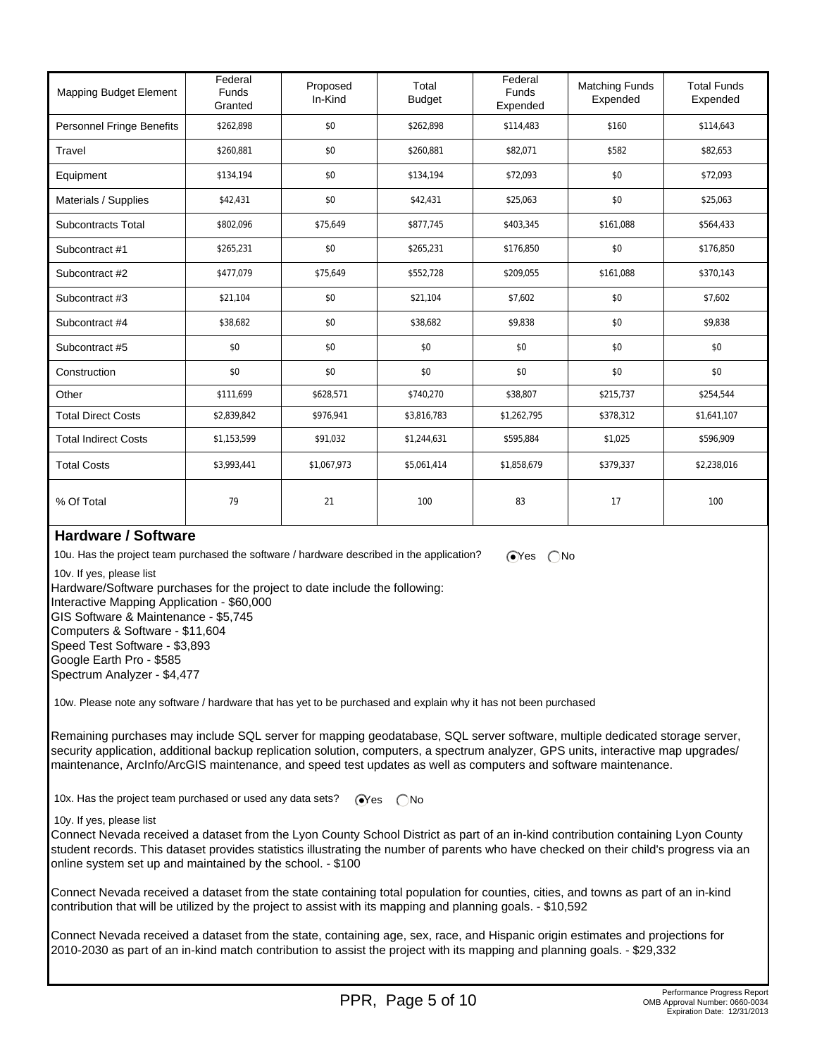| Mapping Budget Element | Federal Funds Granted | Proposed In-Kind | Total Budget | Federal Funds Expended | Matching Funds Expended | Total Funds Expended |
|---|---|---|---|---|---|---|
| Personnel Fringe Benefits | $262,898 | $0 | $262,898 | $114,483 | $160 | $114,643 |
| Travel | $260,881 | $0 | $260,881 | $82,071 | $582 | $82,653 |
| Equipment | $134,194 | $0 | $134,194 | $72,093 | $0 | $72,093 |
| Materials / Supplies | $42,431 | $0 | $42,431 | $25,063 | $0 | $25,063 |
| Subcontracts Total | $802,096 | $75,649 | $877,745 | $403,345 | $161,088 | $564,433 |
| Subcontract #1 | $265,231 | $0 | $265,231 | $176,850 | $0 | $176,850 |
| Subcontract #2 | $477,079 | $75,649 | $552,728 | $209,055 | $161,088 | $370,143 |
| Subcontract #3 | $21,104 | $0 | $21,104 | $7,602 | $0 | $7,602 |
| Subcontract #4 | $38,682 | $0 | $38,682 | $9,838 | $0 | $9,838 |
| Subcontract #5 | $0 | $0 | $0 | $0 | $0 | $0 |
| Construction | $0 | $0 | $0 | $0 | $0 | $0 |
| Other | $111,699 | $628,571 | $740,270 | $38,807 | $215,737 | $254,544 |
| Total Direct Costs | $2,839,842 | $976,941 | $3,816,783 | $1,262,795 | $378,312 | $1,641,107 |
| Total Indirect Costs | $1,153,599 | $91,032 | $1,244,631 | $595,884 | $1,025 | $596,909 |
| Total Costs | $3,993,441 | $1,067,973 | $5,061,414 | $1,858,679 | $379,337 | $2,238,016 |
| % Of Total | 79 | 21 | 100 | 83 | 17 | 100 |

## Hardware / Software

10u. Has the project team purchased the software / hardware described in the application? (•) Yes ( ) No

10v. If yes, please list

Hardware/Software purchases for the project to date include the following:
Interactive Mapping Application - $60,000
GIS Software & Maintenance - $5,745
Computers & Software - $11,604
Speed Test Software - $3,893
Google Earth Pro - $585
Spectrum Analyzer - $4,477

10w. Please note any software / hardware that has yet to be purchased and explain why it has not been purchased

Remaining purchases may include SQL server for mapping geodatabase, SQL server software, multiple dedicated storage server, security application, additional backup replication solution, computers, a spectrum analyzer, GPS units, interactive map upgrades/ maintenance, ArcInfo/ArcGIS maintenance, and speed test updates as well as computers and software maintenance.

10x. Has the project team purchased or used any data sets? (•) Yes ( ) No

10y. If yes, please list

Connect Nevada received a dataset from the Lyon County School District as part of an in-kind contribution containing Lyon County student records. This dataset provides statistics illustrating the number of parents who have checked on their child's progress via an online system set up and maintained by the school. - $100

Connect Nevada received a dataset from the state containing total population for counties, cities, and towns as part of an in-kind contribution that will be utilized by the project to assist with its mapping and planning goals. - $10,592

Connect Nevada received a dataset from the state, containing age, sex, race, and Hispanic origin estimates and projections for 2010-2030 as part of an in-kind match contribution to assist the project with its mapping and planning goals. - $29,332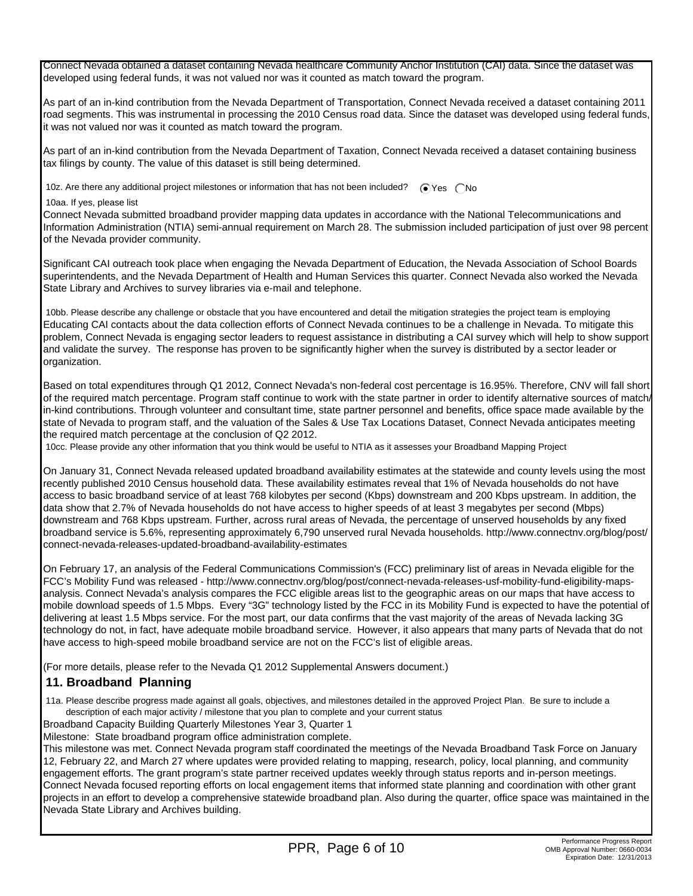Connect Nevada obtained a dataset containing Nevada healthcare Community Anchor Institution (CAI) data. Since the dataset was developed using federal funds, it was not valued nor was it counted as match toward the program.

As part of an in-kind contribution from the Nevada Department of Transportation, Connect Nevada received a dataset containing 2011 road segments. This was instrumental in processing the 2010 Census road data. Since the dataset was developed using federal funds, it was not valued nor was it counted as match toward the program.

As part of an in-kind contribution from the Nevada Department of Taxation, Connect Nevada received a dataset containing business tax filings by county. The value of this dataset is still being determined.

10z. Are there any additional project milestones or information that has not been included? (●) Yes ( ) No

10aa. If yes, please list

Connect Nevada submitted broadband provider mapping data updates in accordance with the National Telecommunications and Information Administration (NTIA) semi-annual requirement on March 28. The submission included participation of just over 98 percent of the Nevada provider community.

Significant CAI outreach took place when engaging the Nevada Department of Education, the Nevada Association of School Boards superintendents, and the Nevada Department of Health and Human Services this quarter. Connect Nevada also worked the Nevada State Library and Archives to survey libraries via e-mail and telephone.

10bb. Please describe any challenge or obstacle that you have encountered and detail the mitigation strategies the project team is employing

Educating CAI contacts about the data collection efforts of Connect Nevada continues to be a challenge in Nevada. To mitigate this problem, Connect Nevada is engaging sector leaders to request assistance in distributing a CAI survey which will help to show support and validate the survey. The response has proven to be significantly higher when the survey is distributed by a sector leader or organization.

Based on total expenditures through Q1 2012, Connect Nevada's non-federal cost percentage is 16.95%. Therefore, CNV will fall short of the required match percentage. Program staff continue to work with the state partner in order to identify alternative sources of match/in-kind contributions. Through volunteer and consultant time, state partner personnel and benefits, office space made available by the state of Nevada to program staff, and the valuation of the Sales & Use Tax Locations Dataset, Connect Nevada anticipates meeting the required match percentage at the conclusion of Q2 2012.

10cc. Please provide any other information that you think would be useful to NTIA as it assesses your Broadband Mapping Project

On January 31, Connect Nevada released updated broadband availability estimates at the statewide and county levels using the most recently published 2010 Census household data. These availability estimates reveal that 1% of Nevada households do not have access to basic broadband service of at least 768 kilobytes per second (Kbps) downstream and 200 Kbps upstream. In addition, the data show that 2.7% of Nevada households do not have access to higher speeds of at least 3 megabytes per second (Mbps) downstream and 768 Kbps upstream. Further, across rural areas of Nevada, the percentage of unserved households by any fixed broadband service is 5.6%, representing approximately 6,790 unserved rural Nevada households. http://www.connectnv.org/blog/post/connect-nevada-releases-updated-broadband-availability-estimates

On February 17, an analysis of the Federal Communications Commission's (FCC) preliminary list of areas in Nevada eligible for the FCC's Mobility Fund was released - http://www.connectnv.org/blog/post/connect-nevada-releases-usf-mobility-fund-eligibility-maps-analysis. Connect Nevada's analysis compares the FCC eligible areas list to the geographic areas on our maps that have access to mobile download speeds of 1.5 Mbps. Every "3G" technology listed by the FCC in its Mobility Fund is expected to have the potential of delivering at least 1.5 Mbps service. For the most part, our data confirms that the vast majority of the areas of Nevada lacking 3G technology do not, in fact, have adequate mobile broadband service. However, it also appears that many parts of Nevada that do not have access to high-speed mobile broadband service are not on the FCC's list of eligible areas.

(For more details, please refer to the Nevada Q1 2012 Supplemental Answers document.)

## 11. Broadband Planning

11a. Please describe progress made against all goals, objectives, and milestones detailed in the approved Project Plan. Be sure to include a description of each major activity / milestone that you plan to complete and your current status

Broadband Capacity Building Quarterly Milestones Year 3, Quarter 1

Milestone: State broadband program office administration complete.

This milestone was met. Connect Nevada program staff coordinated the meetings of the Nevada Broadband Task Force on January 12, February 22, and March 27 where updates were provided relating to mapping, research, policy, local planning, and community engagement efforts. The grant program's state partner received updates weekly through status reports and in-person meetings. Connect Nevada focused reporting efforts on local engagement items that informed state planning and coordination with other grant projects in an effort to develop a comprehensive statewide broadband plan. Also during the quarter, office space was maintained in the Nevada State Library and Archives building.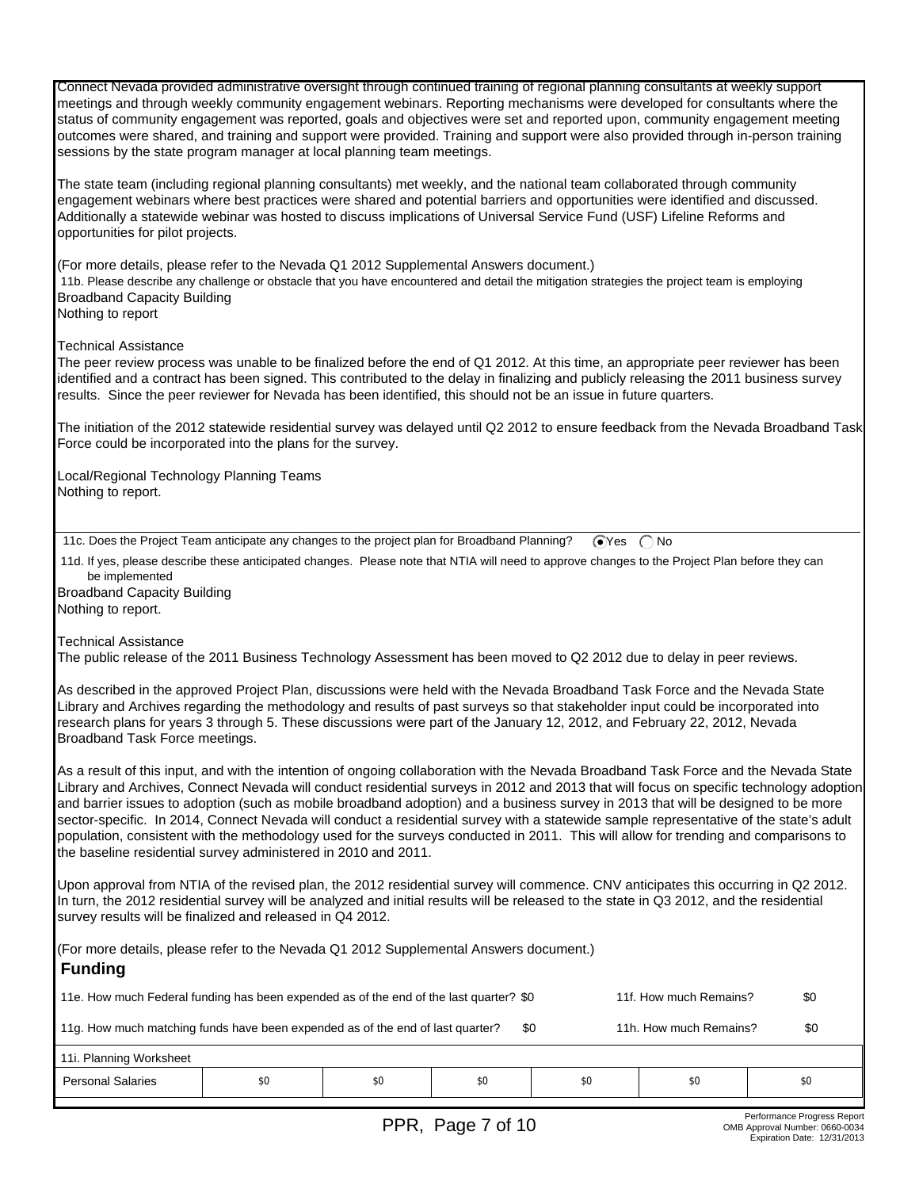Connect Nevada provided administrative oversight through continued training of regional planning consultants at weekly support meetings and through weekly community engagement webinars. Reporting mechanisms were developed for consultants where the status of community engagement was reported, goals and objectives were set and reported upon, community engagement meeting outcomes were shared, and training and support were provided. Training and support were also provided through in-person training sessions by the state program manager at local planning team meetings.

The state team (including regional planning consultants) met weekly, and the national team collaborated through community engagement webinars where best practices were shared and potential barriers and opportunities were identified and discussed. Additionally a statewide webinar was hosted to discuss implications of Universal Service Fund (USF) Lifeline Reforms and opportunities for pilot projects.

(For more details, please refer to the Nevada Q1 2012 Supplemental Answers document.)

11b. Please describe any challenge or obstacle that you have encountered and detail the mitigation strategies the project team is employing

Broadband Capacity Building
Nothing to report

Technical Assistance
The peer review process was unable to be finalized before the end of Q1 2012. At this time, an appropriate peer reviewer has been identified and a contract has been signed. This contributed to the delay in finalizing and publicly releasing the 2011 business survey results. Since the peer reviewer for Nevada has been identified, this should not be an issue in future quarters.

The initiation of the 2012 statewide residential survey was delayed until Q2 2012 to ensure feedback from the Nevada Broadband Task Force could be incorporated into the plans for the survey.

Local/Regional Technology Planning Teams
Nothing to report.

11c. Does the Project Team anticipate any changes to the project plan for Broadband Planning? (●) Yes ( ) No

11d. If yes, please describe these anticipated changes. Please note that NTIA will need to approve changes to the Project Plan before they can be implemented

Broadband Capacity Building
Nothing to report.

Technical Assistance
The public release of the 2011 Business Technology Assessment has been moved to Q2 2012 due to delay in peer reviews.

As described in the approved Project Plan, discussions were held with the Nevada Broadband Task Force and the Nevada State Library and Archives regarding the methodology and results of past surveys so that stakeholder input could be incorporated into research plans for years 3 through 5. These discussions were part of the January 12, 2012, and February 22, 2012, Nevada Broadband Task Force meetings.

As a result of this input, and with the intention of ongoing collaboration with the Nevada Broadband Task Force and the Nevada State Library and Archives, Connect Nevada will conduct residential surveys in 2012 and 2013 that will focus on specific technology adoption and barrier issues to adoption (such as mobile broadband adoption) and a business survey in 2013 that will be designed to be more sector-specific. In 2014, Connect Nevada will conduct a residential survey with a statewide sample representative of the state's adult population, consistent with the methodology used for the surveys conducted in 2011. This will allow for trending and comparisons to the baseline residential survey administered in 2010 and 2011.

Upon approval from NTIA of the revised plan, the 2012 residential survey will commence. CNV anticipates this occurring in Q2 2012. In turn, the 2012 residential survey will be analyzed and initial results will be released to the state in Q3 2012, and the residential survey results will be finalized and released in Q4 2012.

(For more details, please refer to the Nevada Q1 2012 Supplemental Answers document.)

## Funding

11e. How much Federal funding has been expended as of the end of the last quarter? $0 — 11f. How much Remains? $0

11g. How much matching funds have been expended as of the end of last quarter? $0 — 11h. How much Remains? $0

11i. Planning Worksheet

| Personal Salaries | $0 | $0 | $0 | $0 | $0 | $0 |
|---|---|---|---|---|---|---|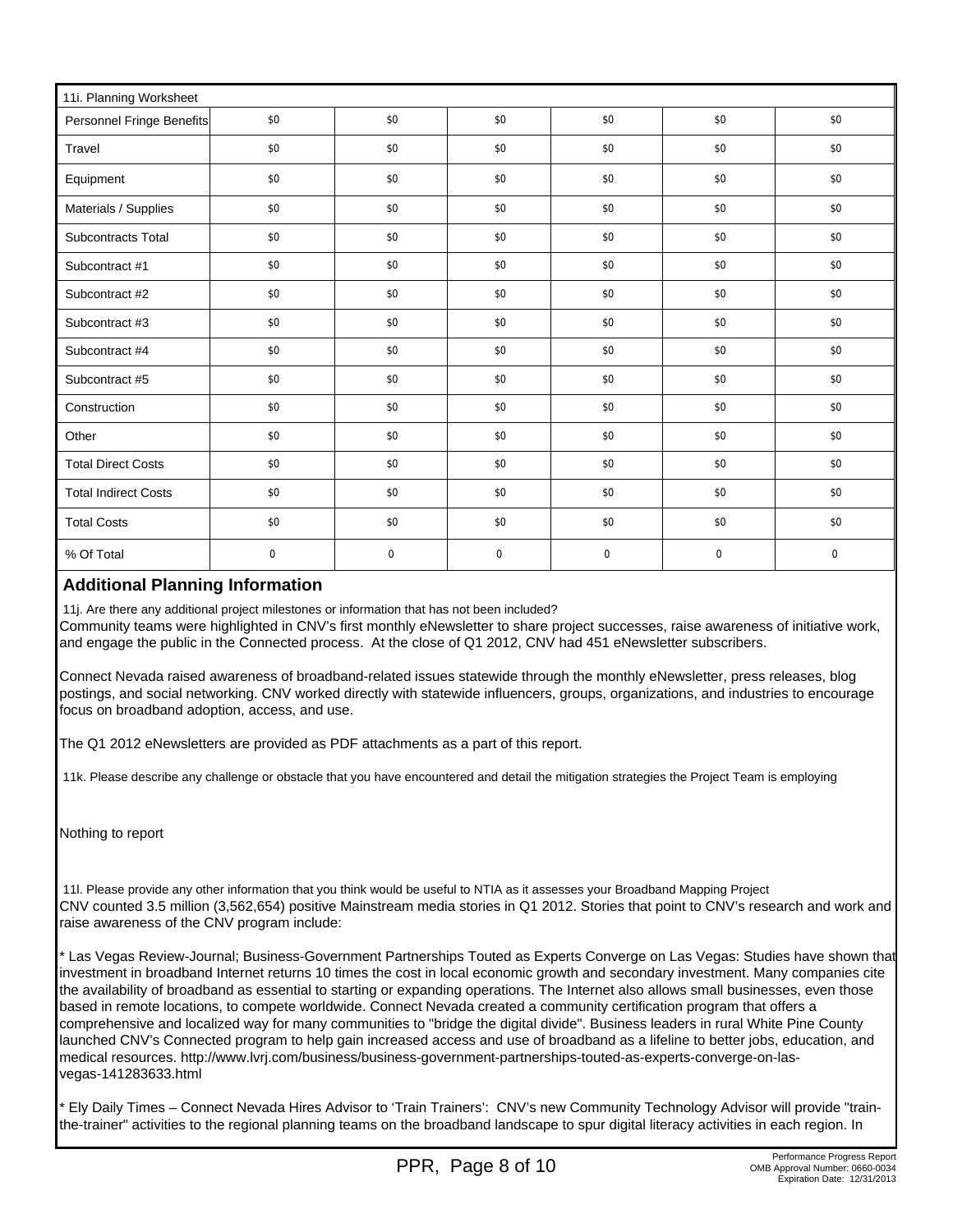| 11i. Planning Worksheet | | | | | | |
|---|---|---|---|---|---|---|
| Personnel Fringe Benefits | $0 | $0 | $0 | $0 | $0 | $0 |
| Travel | $0 | $0 | $0 | $0 | $0 | $0 |
| Equipment | $0 | $0 | $0 | $0 | $0 | $0 |
| Materials / Supplies | $0 | $0 | $0 | $0 | $0 | $0 |
| Subcontracts Total | $0 | $0 | $0 | $0 | $0 | $0 |
| Subcontract #1 | $0 | $0 | $0 | $0 | $0 | $0 |
| Subcontract #2 | $0 | $0 | $0 | $0 | $0 | $0 |
| Subcontract #3 | $0 | $0 | $0 | $0 | $0 | $0 |
| Subcontract #4 | $0 | $0 | $0 | $0 | $0 | $0 |
| Subcontract #5 | $0 | $0 | $0 | $0 | $0 | $0 |
| Construction | $0 | $0 | $0 | $0 | $0 | $0 |
| Other | $0 | $0 | $0 | $0 | $0 | $0 |
| Total Direct Costs | $0 | $0 | $0 | $0 | $0 | $0 |
| Total Indirect Costs | $0 | $0 | $0 | $0 | $0 | $0 |
| Total Costs | $0 | $0 | $0 | $0 | $0 | $0 |
| % Of Total | 0 | 0 | 0 | 0 | 0 | 0 |

## Additional Planning Information

11j. Are there any additional project milestones or information that has not been included?

Community teams were highlighted in CNV's first monthly eNewsletter to share project successes, raise awareness of initiative work, and engage the public in the Connected process. At the close of Q1 2012, CNV had 451 eNewsletter subscribers.

Connect Nevada raised awareness of broadband-related issues statewide through the monthly eNewsletter, press releases, blog postings, and social networking. CNV worked directly with statewide influencers, groups, organizations, and industries to encourage focus on broadband adoption, access, and use.

The Q1 2012 eNewsletters are provided as PDF attachments as a part of this report.

11k. Please describe any challenge or obstacle that you have encountered and detail the mitigation strategies the Project Team is employing

Nothing to report

11l. Please provide any other information that you think would be useful to NTIA as it assesses your Broadband Mapping Project

CNV counted 3.5 million (3,562,654) positive Mainstream media stories in Q1 2012. Stories that point to CNV's research and work and raise awareness of the CNV program include:

* Las Vegas Review-Journal; Business-Government Partnerships Touted as Experts Converge on Las Vegas: Studies have shown that investment in broadband Internet returns 10 times the cost in local economic growth and secondary investment. Many companies cite the availability of broadband as essential to starting or expanding operations. The Internet also allows small businesses, even those based in remote locations, to compete worldwide. Connect Nevada created a community certification program that offers a comprehensive and localized way for many communities to "bridge the digital divide". Business leaders in rural White Pine County launched CNV's Connected program to help gain increased access and use of broadband as a lifeline to better jobs, education, and medical resources. http://www.lvrj.com/business/business-government-partnerships-touted-as-experts-converge-on-las-vegas-141283633.html

* Ely Daily Times – Connect Nevada Hires Advisor to 'Train Trainers': CNV's new Community Technology Advisor will provide "train-the-trainer" activities to the regional planning teams on the broadband landscape to spur digital literacy activities in each region. In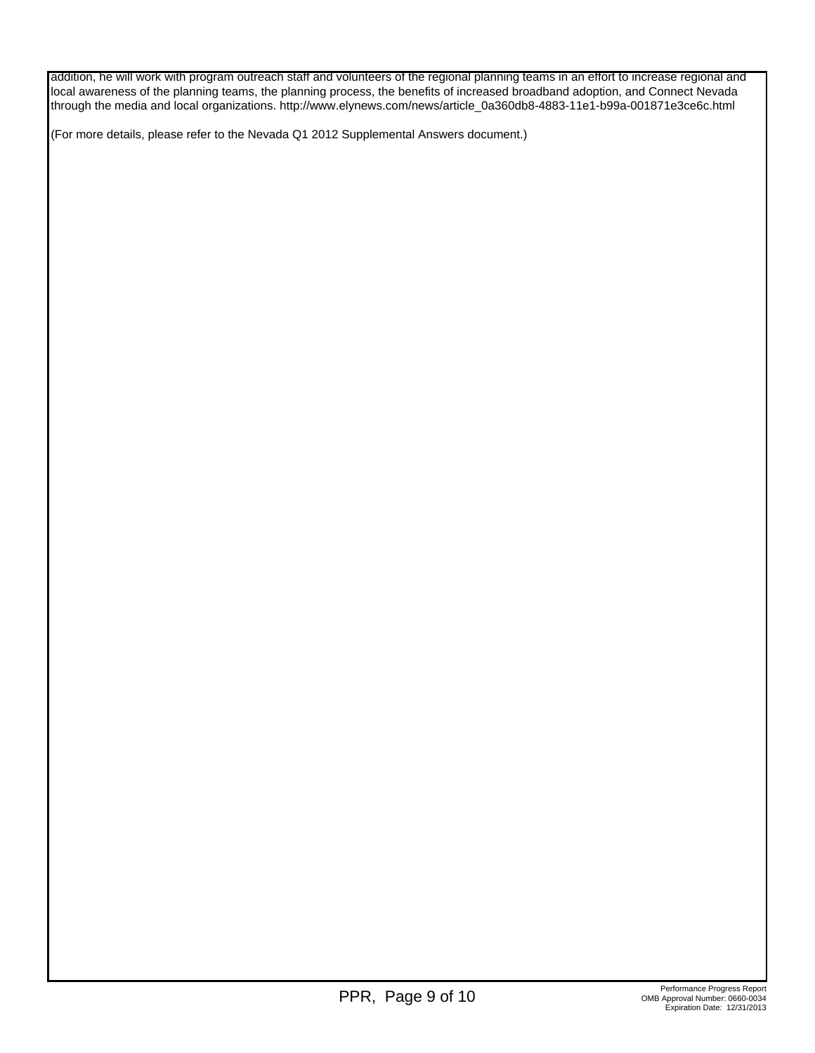addition, he will work with program outreach staff and volunteers of the regional planning teams in an effort to increase regional and local awareness of the planning teams, the planning process, the benefits of increased broadband adoption, and Connect Nevada through the media and local organizations. http://www.elynews.com/news/article_0a360db8-4883-11e1-b99a-001871e3ce6c.html

(For more details, please refer to the Nevada Q1 2012 Supplemental Answers document.)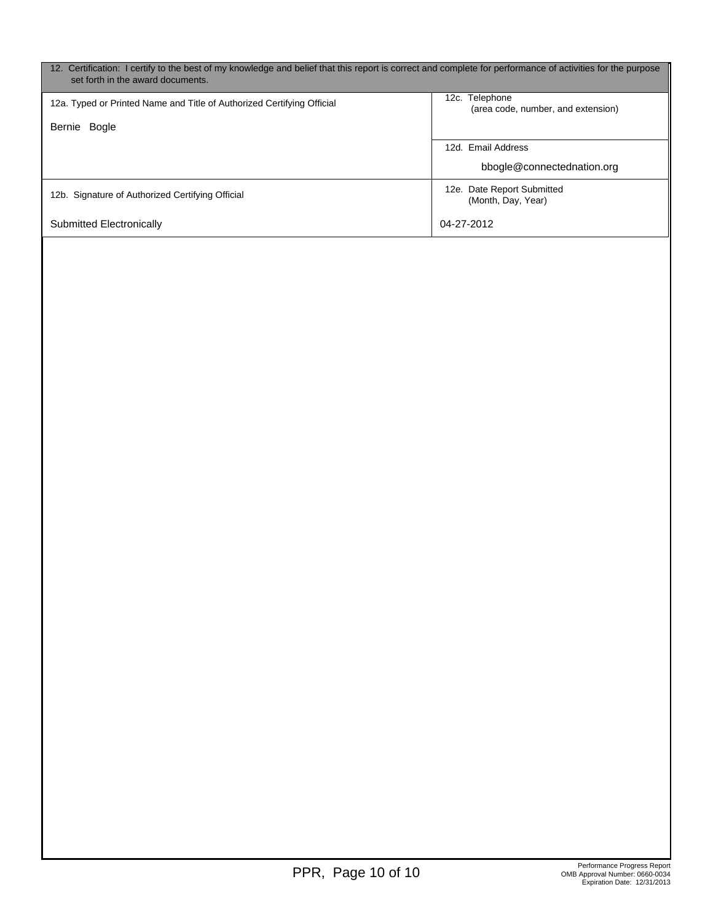12. Certification: I certify to the best of my knowledge and belief that this report is correct and complete for performance of activities for the purpose set forth in the award documents.

| | |
|---|---|
| 12a. Typed or Printed Name and Title of Authorized Certifying Official<br><br>Bernie Bogle | 12c. Telephone (area code, number, and extension)<br><br>12d. Email Address<br><br>bbogle@connectednation.org |
| 12b. Signature of Authorized Certifying Official<br><br>Submitted Electronically | 12e. Date Report Submitted (Month, Day, Year)<br><br>04-27-2012 |